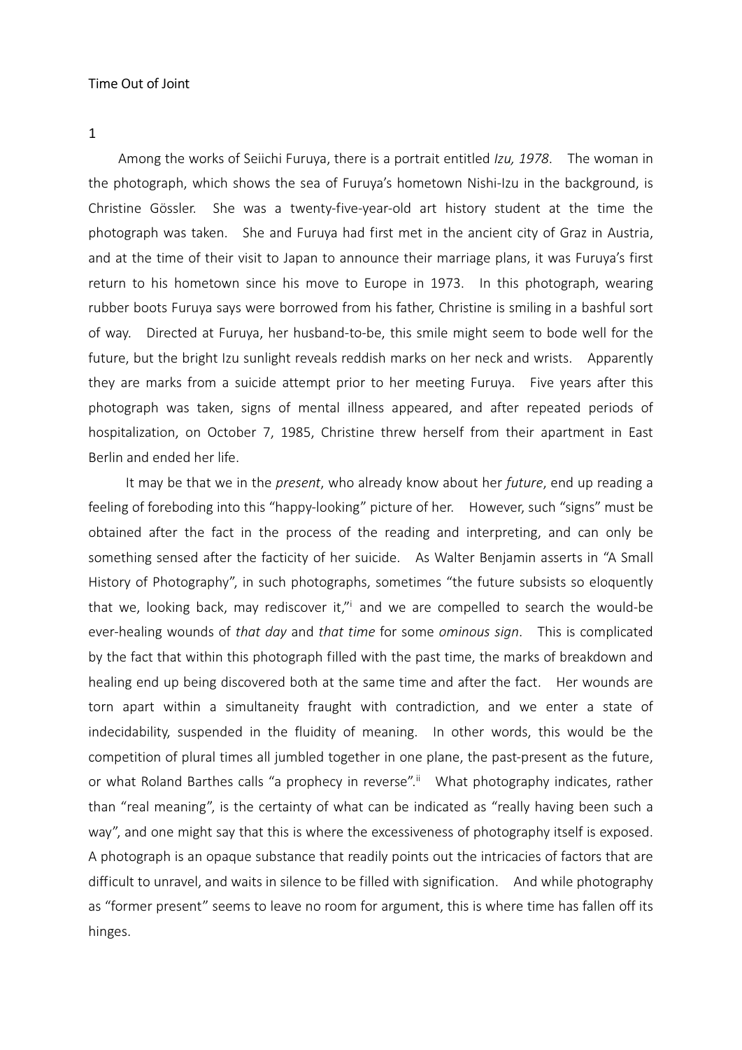# Time Out of Joint

## 1

Among the works of Seiichi Furuya, there is a portrait entitled *Izu, 1978*. The woman in the photograph, which shows the sea of Furuya's hometown Nishi-Izu in the background, is Christine Gössler. She was a twenty-five-year-old art history student at the time the photograph was taken. She and Furuya had first met in the ancient city of Graz in Austria, and at the time of their visit to Japan to announce their marriage plans, it was Furuya's first return to his hometown since his move to Europe in 1973. In this photograph, wearing rubber boots Furuya says were borrowed from his father, Christine is smiling in a bashful sort of way. Directed at Furuya, her husband-to-be, this smile might seem to bode well for the future, but the bright Izu sunlight reveals reddish marks on her neck and wrists. Apparently they are marks from a suicide attempt prior to her meeting Furuya. Five years after this photograph was taken, signs of mental illness appeared, and after repeated periods of hospitalization, on October 7, 1985, Christine threw herself from their apartment in East Berlin and ended her life.

It may be that we in the *present*, who already know about her *future*, end up reading a feeling of foreboding into this "happy-looking" picture of her. However, such "signs" must be obtained after the fact in the process of the reading and interpreting, and can only be something sensed after the facticity of her suicide. As Walter Benjamin asserts in "A Small History of Photography", in such photographs, sometimes "the future subsists so eloquently that we, looking back, may rediscover it,"[i] and we are compelled to search the would-be ever-healing wounds of *that day* and *that time* for some *ominous sign*. This is complicated by the fact that within this photograph filled with the past time, the marks of breakdown and healing end up being discovered both at the same time and after the fact. Her wounds are torn apart within a simultaneity fraught with contradiction, and we enter a state of indecidability, suspended in the fluidity of meaning. In other words, this would be the competition of plural times all jumbled together in one plane, the past-present as the future, or what Roland Barthes calls "a prophecy in reverse".[ii] What photography indicates, rather than "real meaning", is the certainty of what can be indicated as "really having been such a way", and one might say that this is where the excessiveness of photography itself is exposed. A photograph is an opaque substance that readily points out the intricacies of factors that are difficult to unravel, and waits in silence to be filled with signification. And while photography as "former present" seems to leave no room for argument, this is where time has fallen off its hinges.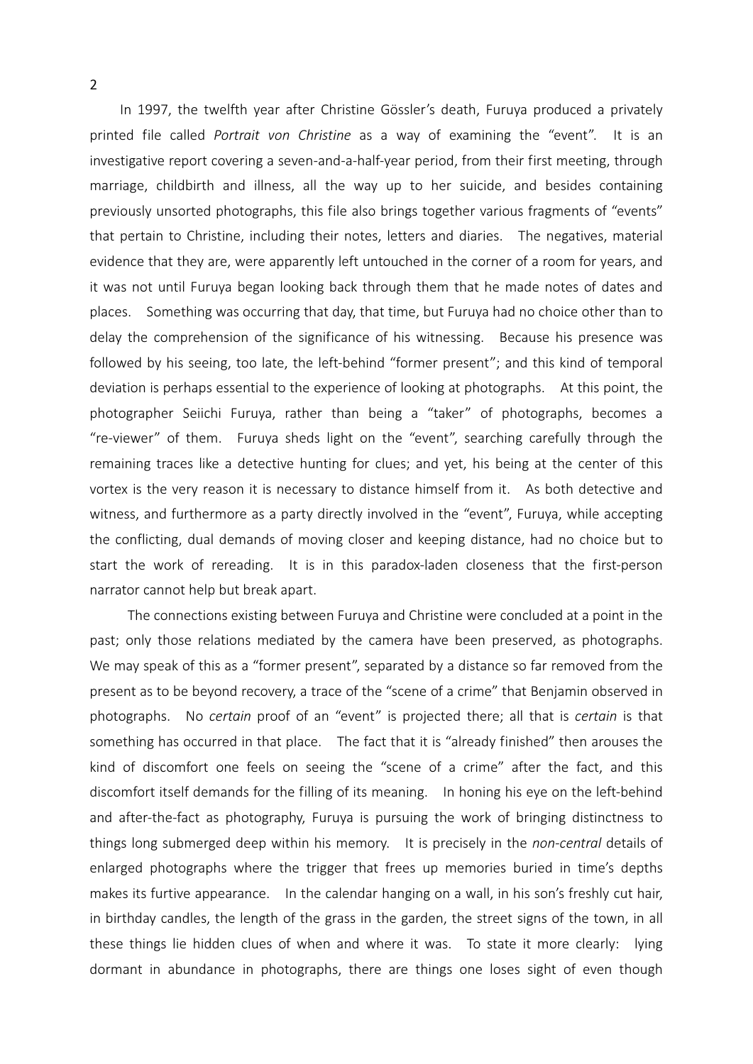In 1997, the twelfth year after Christine Gössler's death, Furuya produced a privately printed file called *Portrait von Christine* as a way of examining the "event". It is an investigative report covering a seven-and-a-half-year period, from their first meeting, through marriage, childbirth and illness, all the way up to her suicide, and besides containing previously unsorted photographs, this file also brings together various fragments of "events" that pertain to Christine, including their notes, letters and diaries. The negatives, material evidence that they are, were apparently left untouched in the corner of a room for years, and it was not until Furuya began looking back through them that he made notes of dates and places. Something was occurring that day, that time, but Furuya had no choice other than to delay the comprehension of the significance of his witnessing. Because his presence was followed by his seeing, too late, the left-behind "former present"; and this kind of temporal deviation is perhaps essential to the experience of looking at photographs. At this point, the photographer Seiichi Furuya, rather than being a "taker" of photographs, becomes a "re-viewer" of them. Furuya sheds light on the "event", searching carefully through the remaining traces like a detective hunting for clues; and yet, his being at the center of this vortex is the very reason it is necessary to distance himself from it. As both detective and witness, and furthermore as a party directly involved in the "event", Furuya, while accepting the conflicting, dual demands of moving closer and keeping distance, had no choice but to start the work of rereading. It is in this paradox-laden closeness that the first-person narrator cannot help but break apart.

The connections existing between Furuya and Christine were concluded at a point in the past; only those relations mediated by the camera have been preserved, as photographs. We may speak of this as a "former present", separated by a distance so far removed from the present as to be beyond recovery, a trace of the "scene of a crime" that Benjamin observed in photographs. No *certain* proof of an "event" is projected there; all that is *certain* is that something has occurred in that place. The fact that it is "already finished" then arouses the kind of discomfort one feels on seeing the "scene of a crime" after the fact, and this discomfort itself demands for the filling of its meaning. In honing his eye on the left-behind and after-the-fact as photography, Furuya is pursuing the work of bringing distinctness to things long submerged deep within his memory. It is precisely in the *non-central* details of enlarged photographs where the trigger that frees up memories buried in time's depths makes its furtive appearance. In the calendar hanging on a wall, in his son's freshly cut hair, in birthday candles, the length of the grass in the garden, the street signs of the town, in all these things lie hidden clues of when and where it was. To state it more clearly: lying dormant in abundance in photographs, there are things one loses sight of even though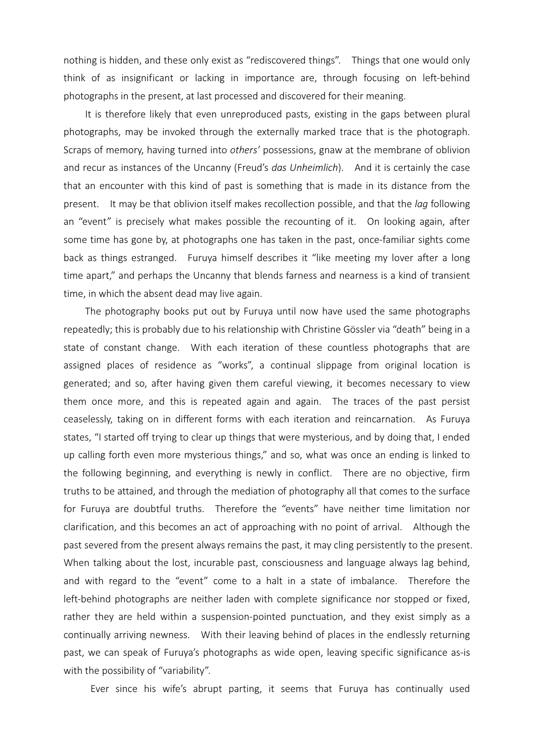nothing is hidden, and these only exist as "rediscovered things". Things that one would only think of as insignificant or lacking in importance are, through focusing on left-behind photographs in the present, at last processed and discovered for their meaning.

It is therefore likely that even unreproduced pasts, existing in the gaps between plural photographs, may be invoked through the externally marked trace that is the photograph. Scraps of memory, having turned into *others'* possessions, gnaw at the membrane of oblivion and recur as instances of the Uncanny (Freud's *das Unheimlich*). And it is certainly the case that an encounter with this kind of past is something that is made in its distance from the present. It may be that oblivion itself makes recollection possible, and that the *lag* following an "event" is precisely what makes possible the recounting of it. On looking again, after some time has gone by, at photographs one has taken in the past, once-familiar sights come back as things estranged. Furuya himself describes it "like meeting my lover after a long time apart," and perhaps the Uncanny that blends farness and nearness is a kind of transient time, in which the absent dead may live again.

The photography books put out by Furuya until now have used the same photographs repeatedly; this is probably due to his relationship with Christine Gössler via "death" being in a state of constant change. With each iteration of these countless photographs that are assigned places of residence as "works", a continual slippage from original location is generated; and so, after having given them careful viewing, it becomes necessary to view them once more, and this is repeated again and again. The traces of the past persist ceaselessly, taking on in different forms with each iteration and reincarnation. As Furuya states, "I started off trying to clear up things that were mysterious, and by doing that, I ended up calling forth even more mysterious things," and so, what was once an ending is linked to the following beginning, and everything is newly in conflict. There are no objective, firm truths to be attained, and through the mediation of photography all that comes to the surface for Furuya are doubtful truths. Therefore the "events" have neither time limitation nor clarification, and this becomes an act of approaching with no point of arrival. Although the past severed from the present always remains the past, it may cling persistently to the present. When talking about the lost, incurable past, consciousness and language always lag behind, and with regard to the "event" come to a halt in a state of imbalance. Therefore the left-behind photographs are neither laden with complete significance nor stopped or fixed, rather they are held within a suspension-pointed punctuation, and they exist simply as a continually arriving newness. With their leaving behind of places in the endlessly returning past, we can speak of Furuya's photographs as wide open, leaving specific significance as-is with the possibility of "variability".

Ever since his wife's abrupt parting, it seems that Furuya has continually used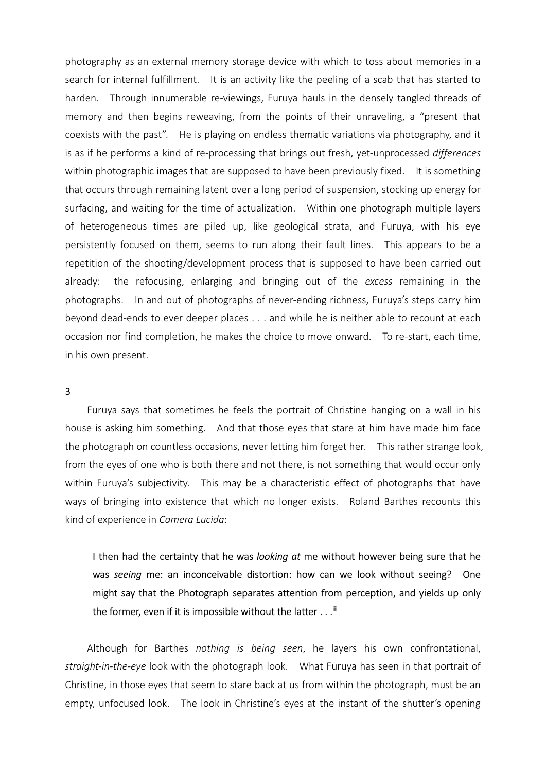photography as an external memory storage device with which to toss about memories in a search for internal fulfillment. It is an activity like the peeling of a scab that has started to harden. Through innumerable re-viewings, Furuya hauls in the densely tangled threads of memory and then begins reweaving, from the points of their unraveling, a "present that coexists with the past". He is playing on endless thematic variations via photography, and it is as if he performs a kind of re-processing that brings out fresh, yet-unprocessed *differences* within photographic images that are supposed to have been previously fixed. It is something that occurs through remaining latent over a long period of suspension, stocking up energy for surfacing, and waiting for the time of actualization. Within one photograph multiple layers of heterogeneous times are piled up, like geological strata, and Furuya, with his eye persistently focused on them, seems to run along their fault lines. This appears to be a repetition of the shooting/development process that is supposed to have been carried out already: the refocusing, enlarging and bringing out of the *excess* remaining in the photographs. In and out of photographs of never-ending richness, Furuya's steps carry him beyond dead-ends to ever deeper places . . . and while he is neither able to recount at each occasion nor find completion, he makes the choice to move onward. To re-start, each time, in his own present.

## 3

Furuya says that sometimes he feels the portrait of Christine hanging on a wall in his house is asking him something. And that those eyes that stare at him have made him face the photograph on countless occasions, never letting him forget her. This rather strange look, from the eyes of one who is both there and not there, is not something that would occur only within Furuya's subjectivity. This may be a characteristic effect of photographs that have ways of bringing into existence that which no longer exists. Roland Barthes recounts this kind of experience in *Camera Lucida*:

> I then had the certainty that he was *looking at* me without however being sure that he was *seeing* me: an inconceivable distortion: how can we look without seeing? One might say that the Photograph separates attention from perception, and yields up only the former, even if it is impossible without the latter . . .[iii]

Although for Barthes *nothing is being seen*, he layers his own confrontational, *straight-in-the-eye* look with the photograph look. What Furuya has seen in that portrait of Christine, in those eyes that seem to stare back at us from within the photograph, must be an empty, unfocused look. The look in Christine's eyes at the instant of the shutter's opening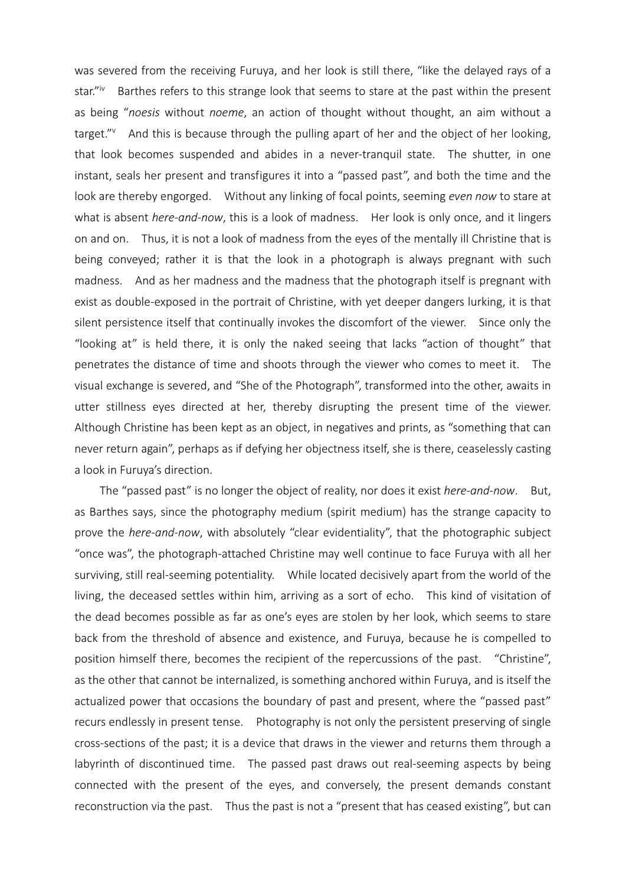was severed from the receiving Furuya, and her look is still there, "like the delayed rays of a star."[iv] Barthes refers to this strange look that seems to stare at the past within the present as being "*noesis* without *noeme*, an action of thought without thought, an aim without a target."[v] And this is because through the pulling apart of her and the object of her looking, that look becomes suspended and abides in a never-tranquil state. The shutter, in one instant, seals her present and transfigures it into a "passed past", and both the time and the look are thereby engorged. Without any linking of focal points, seeming *even now* to stare at what is absent *here-and-now*, this is a look of madness. Her look is only once, and it lingers on and on. Thus, it is not a look of madness from the eyes of the mentally ill Christine that is being conveyed; rather it is that the look in a photograph is always pregnant with such madness. And as her madness and the madness that the photograph itself is pregnant with exist as double-exposed in the portrait of Christine, with yet deeper dangers lurking, it is that silent persistence itself that continually invokes the discomfort of the viewer. Since only the "looking at" is held there, it is only the naked seeing that lacks "action of thought" that penetrates the distance of time and shoots through the viewer who comes to meet it. The visual exchange is severed, and "She of the Photograph", transformed into the other, awaits in utter stillness eyes directed at her, thereby disrupting the present time of the viewer. Although Christine has been kept as an object, in negatives and prints, as "something that can never return again", perhaps as if defying her objectness itself, she is there, ceaselessly casting a look in Furuya's direction.

The "passed past" is no longer the object of reality, nor does it exist *here-and-now*. But, as Barthes says, since the photography medium (spirit medium) has the strange capacity to prove the *here-and-now*, with absolutely "clear evidentiality", that the photographic subject "once was", the photograph-attached Christine may well continue to face Furuya with all her surviving, still real-seeming potentiality. While located decisively apart from the world of the living, the deceased settles within him, arriving as a sort of echo. This kind of visitation of the dead becomes possible as far as one's eyes are stolen by her look, which seems to stare back from the threshold of absence and existence, and Furuya, because he is compelled to position himself there, becomes the recipient of the repercussions of the past. "Christine", as the other that cannot be internalized, is something anchored within Furuya, and is itself the actualized power that occasions the boundary of past and present, where the "passed past" recurs endlessly in present tense. Photography is not only the persistent preserving of single cross-sections of the past; it is a device that draws in the viewer and returns them through a labyrinth of discontinued time. The passed past draws out real-seeming aspects by being connected with the present of the eyes, and conversely, the present demands constant reconstruction via the past. Thus the past is not a "present that has ceased existing", but can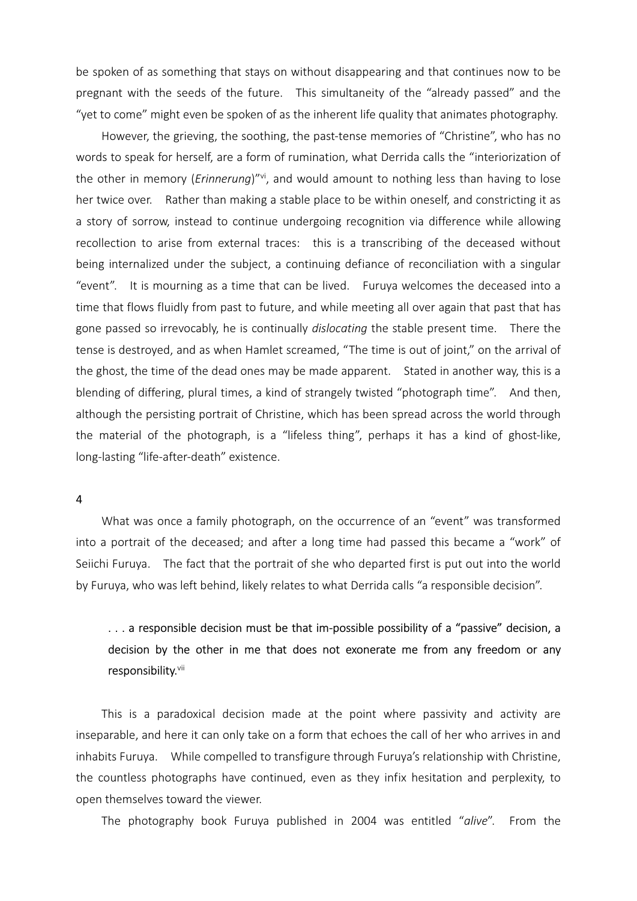be spoken of as something that stays on without disappearing and that continues now to be pregnant with the seeds of the future. This simultaneity of the "already passed" and the "yet to come" might even be spoken of as the inherent life quality that animates photography.

However, the grieving, the soothing, the past-tense memories of "Christine", who has no words to speak for herself, are a form of rumination, what Derrida calls the "interiorization of the other in memory (*Erinnerung*)"[vi], and would amount to nothing less than having to lose her twice over. Rather than making a stable place to be within oneself, and constricting it as a story of sorrow, instead to continue undergoing recognition via difference while allowing recollection to arise from external traces: this is a transcribing of the deceased without being internalized under the subject, a continuing defiance of reconciliation with a singular "event". It is mourning as a time that can be lived. Furuya welcomes the deceased into a time that flows fluidly from past to future, and while meeting all over again that past that has gone passed so irrevocably, he is continually *dislocating* the stable present time. There the tense is destroyed, and as when Hamlet screamed, "The time is out of joint," on the arrival of the ghost, the time of the dead ones may be made apparent. Stated in another way, this is a blending of differing, plural times, a kind of strangely twisted "photograph time". And then, although the persisting portrait of Christine, which has been spread across the world through the material of the photograph, is a "lifeless thing", perhaps it has a kind of ghost-like, long-lasting "life-after-death" existence.

## 4

What was once a family photograph, on the occurrence of an "event" was transformed into a portrait of the deceased; and after a long time had passed this became a "work" of Seiichi Furuya. The fact that the portrait of she who departed first is put out into the world by Furuya, who was left behind, likely relates to what Derrida calls "a responsible decision".

> . . . a responsible decision must be that im-possible possibility of a "passive" decision, a decision by the other in me that does not exonerate me from any freedom or any responsibility.[vii]

This is a paradoxical decision made at the point where passivity and activity are inseparable, and here it can only take on a form that echoes the call of her who arrives in and inhabits Furuya. While compelled to transfigure through Furuya's relationship with Christine, the countless photographs have continued, even as they infix hesitation and perplexity, to open themselves toward the viewer.

The photography book Furuya published in 2004 was entitled "*alive*". From the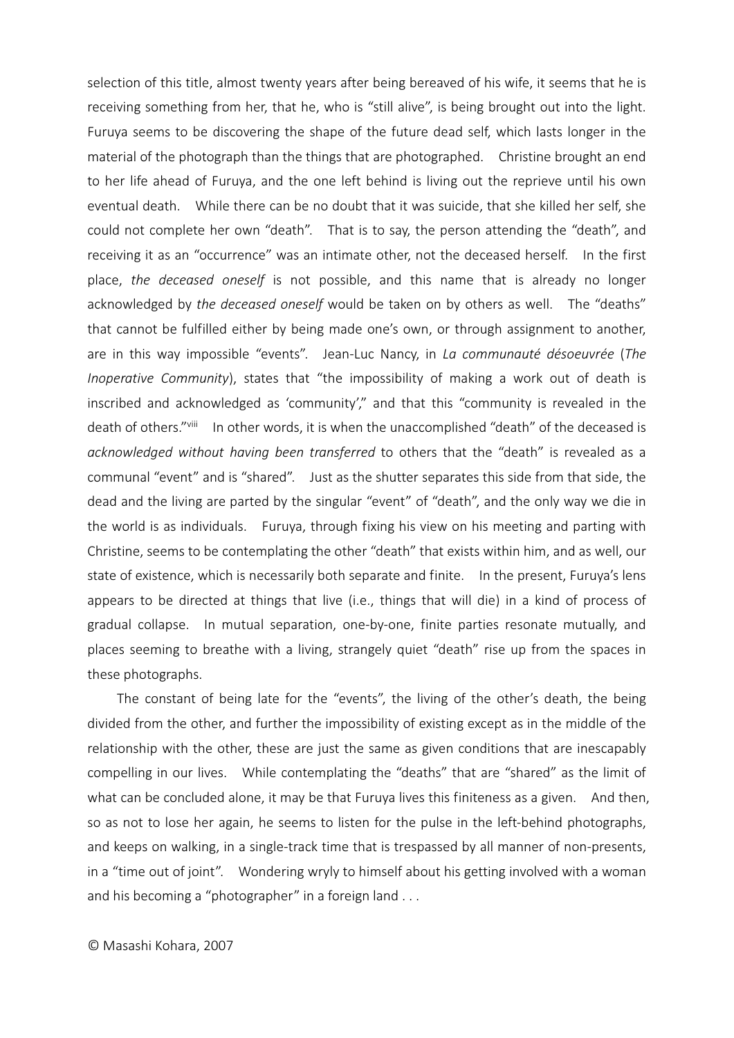selection of this title, almost twenty years after being bereaved of his wife, it seems that he is receiving something from her, that he, who is "still alive", is being brought out into the light. Furuya seems to be discovering the shape of the future dead self, which lasts longer in the material of the photograph than the things that are photographed. Christine brought an end to her life ahead of Furuya, and the one left behind is living out the reprieve until his own eventual death. While there can be no doubt that it was suicide, that she killed her self, she could not complete her own "death". That is to say, the person attending the "death", and receiving it as an "occurrence" was an intimate other, not the deceased herself. In the first place, *the deceased oneself* is not possible, and this name that is already no longer acknowledged by *the deceased oneself* would be taken on by others as well. The "deaths" that cannot be fulfilled either by being made one's own, or through assignment to another, are in this way impossible "events". Jean-Luc Nancy, in *La communauté désoeuvrée* (*The Inoperative Community*), states that "the impossibility of making a work out of death is inscribed and acknowledged as 'community'," and that this "community is revealed in the death of others."[viii] In other words, it is when the unaccomplished "death" of the deceased is *acknowledged without having been transferred* to others that the "death" is revealed as a communal "event" and is "shared". Just as the shutter separates this side from that side, the dead and the living are parted by the singular "event" of "death", and the only way we die in the world is as individuals. Furuya, through fixing his view on his meeting and parting with Christine, seems to be contemplating the other "death" that exists within him, and as well, our state of existence, which is necessarily both separate and finite. In the present, Furuya's lens appears to be directed at things that live (i.e., things that will die) in a kind of process of gradual collapse. In mutual separation, one-by-one, finite parties resonate mutually, and places seeming to breathe with a living, strangely quiet "death" rise up from the spaces in these photographs.

The constant of being late for the "events", the living of the other's death, the being divided from the other, and further the impossibility of existing except as in the middle of the relationship with the other, these are just the same as given conditions that are inescapably compelling in our lives. While contemplating the "deaths" that are "shared" as the limit of what can be concluded alone, it may be that Furuya lives this finiteness as a given. And then, so as not to lose her again, he seems to listen for the pulse in the left-behind photographs, and keeps on walking, in a single-track time that is trespassed by all manner of non-presents, in a "time out of joint". Wondering wryly to himself about his getting involved with a woman and his becoming a "photographer" in a foreign land . . .

© Masashi Kohara, 2007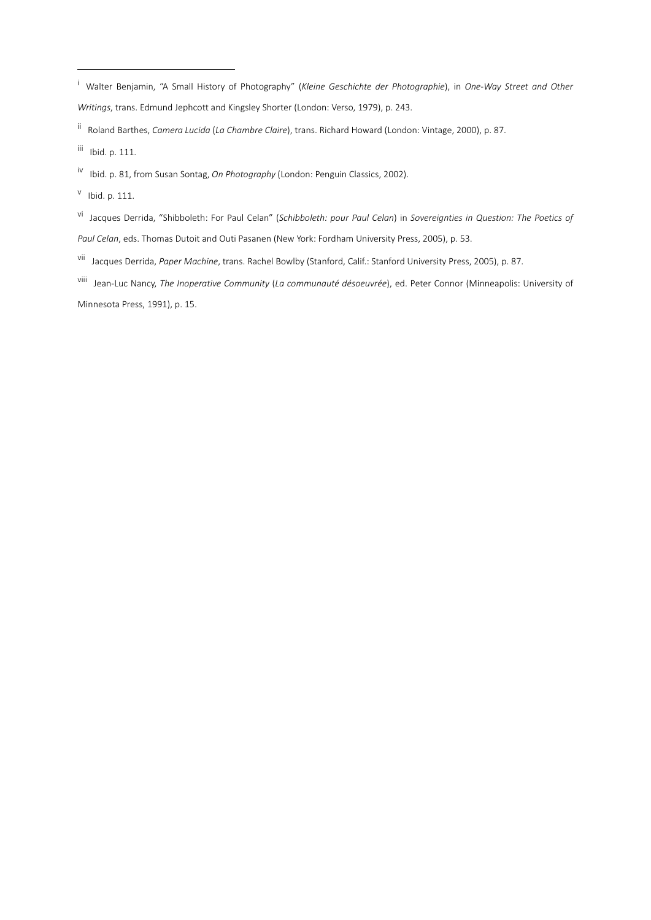[i] Walter Benjamin, "A Small History of Photography" (*Kleine Geschichte der Photographie*), in *One-Way Street and Other Writings*, trans. Edmund Jephcott and Kingsley Shorter (London: Verso, 1979), p. 243.

[ii] Roland Barthes, *Camera Lucida* (*La Chambre Claire*), trans. Richard Howard (London: Vintage, 2000), p. 87.

[iii] Ibid. p. 111.

[iv] Ibid. p. 81, from Susan Sontag, *On Photography* (London: Penguin Classics, 2002).

[v] Ibid. p. 111.

[vi] Jacques Derrida, "Shibboleth: For Paul Celan" (*Schibboleth: pour Paul Celan*) in *Sovereignties in Question: The Poetics of Paul Celan*, eds. Thomas Dutoit and Outi Pasanen (New York: Fordham University Press, 2005), p. 53.

[vii] Jacques Derrida, *Paper Machine*, trans. Rachel Bowlby (Stanford, Calif.: Stanford University Press, 2005), p. 87.

[viii] Jean-Luc Nancy, *The Inoperative Community* (*La communauté désoeuvrée*), ed. Peter Connor (Minneapolis: University of Minnesota Press, 1991), p. 15.